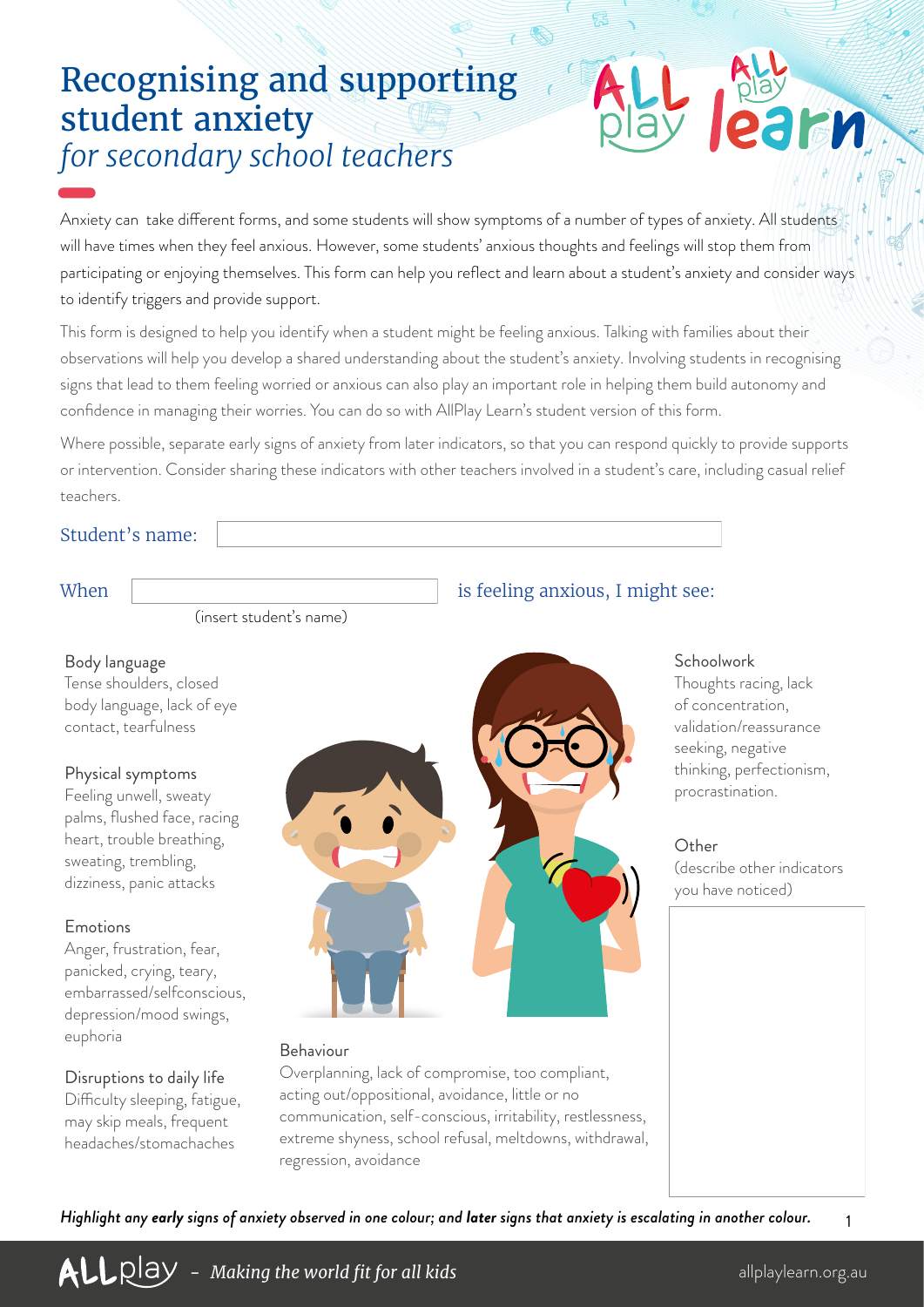# Recognising and supporting student anxiety

*for secondary school teachers*

Anxiety can take different forms, and some students will show symptoms of a number of types of anxiety. All students will have times when they feel anxious. However, some students' anxious thoughts and feelings will stop them from participating or enjoying themselves. This form can help you reflect and learn about a student's anxiety and consider ways to identify triggers and provide support.

This form is designed to help you identify when a student might be feeling anxious. Talking with families about their observations will help you develop a shared understanding about the student's anxiety. Involving students in recognising signs that lead to them feeling worried or anxious can also play an important role in helping them build autonomy and confidence in managing their worries. You can do so with AllPlay Learn's student version of this form.

Where possible, separate early signs of anxiety from later indicators, so that you can respond quickly to provide supports or intervention. Consider sharing these indicators with other teachers involved in a student's care, including casual relief teachers.

Student's name: ______________________

When ______________________ is feeling anxious, I might see:
(insert student's name)

**Body language**
Tense shoulders, closed body language, lack of eye contact, tearfulness

**Physical symptoms**
Feeling unwell, sweaty palms, flushed face, racing heart, trouble breathing, sweating, trembling, dizziness, panic attacks

**Emotions**
Anger, frustration, fear, panicked, crying, teary, embarrassed/selfconscious, depression/mood swings, euphoria

**Disruptions to daily life**
Difficulty sleeping, fatigue, may skip meals, frequent headaches/stomachaches

**Schoolwork**
Thoughts racing, lack of concentration, validation/reassurance seeking, negative thinking, perfectionism, procrastination.

**Other**
(describe other indicators you have noticed)

**Behaviour**
Overplanning, lack of compromise, too compliant, acting out/oppositional, avoidance, little or no communication, self-conscious, irritability, restlessness, extreme shyness, school refusal, meltdowns, withdrawal, regression, avoidance

***Highlight any early signs of anxiety observed in one colour; and later signs that anxiety is escalating in another colour.***

ALLplay – *Making the world fit for all kids*

allplaylearn.org.au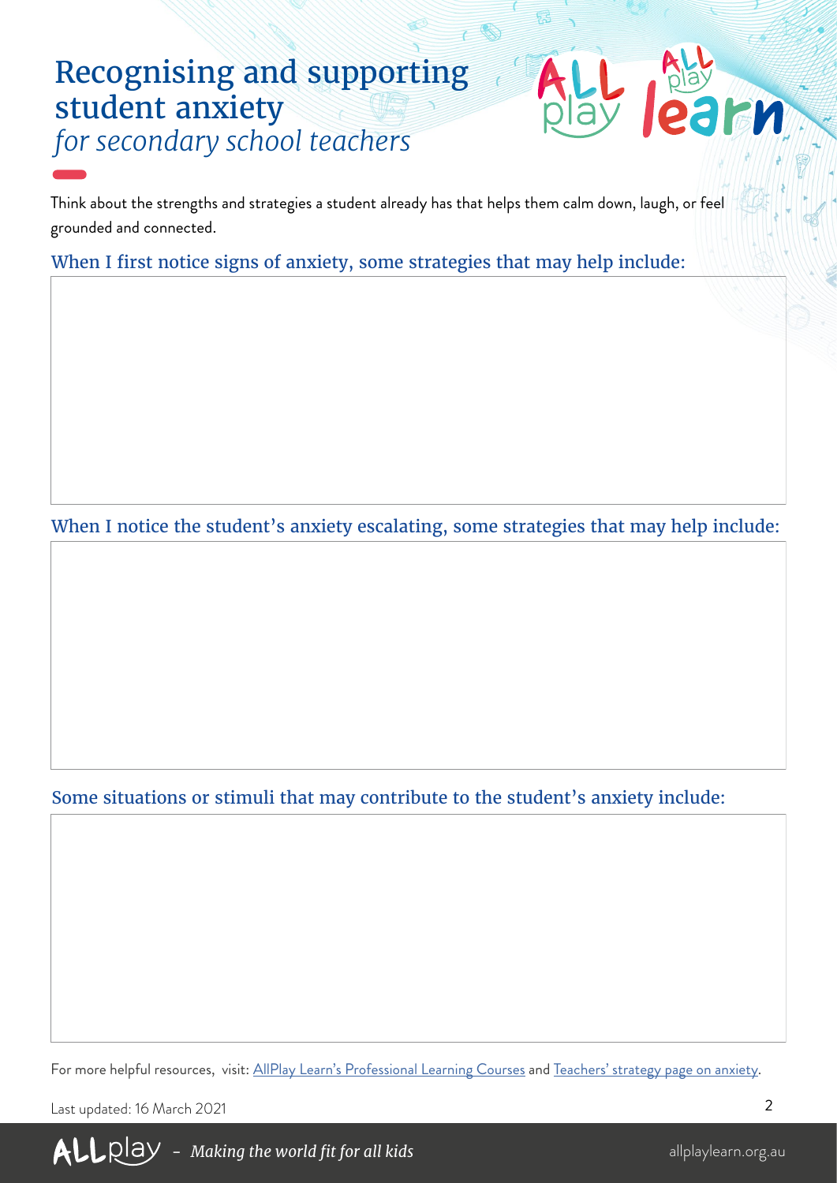# Recognising and supporting student anxiety

*for secondary school teachers*

Think about the strengths and strategies a student already has that helps them calm down, laugh, or feel grounded and connected.

## When I first notice signs of anxiety, some strategies that may help include:

## When I notice the student's anxiety escalating, some strategies that may help include:

## Some situations or stimuli that may contribute to the student's anxiety include:

For more helpful resources, visit: AllPlay Learn's Professional Learning Courses and Teachers' strategy page on anxiety.

Last updated: 16 March 2021

ALLplay – *Making the world fit for all kids*

allplaylearn.org.au